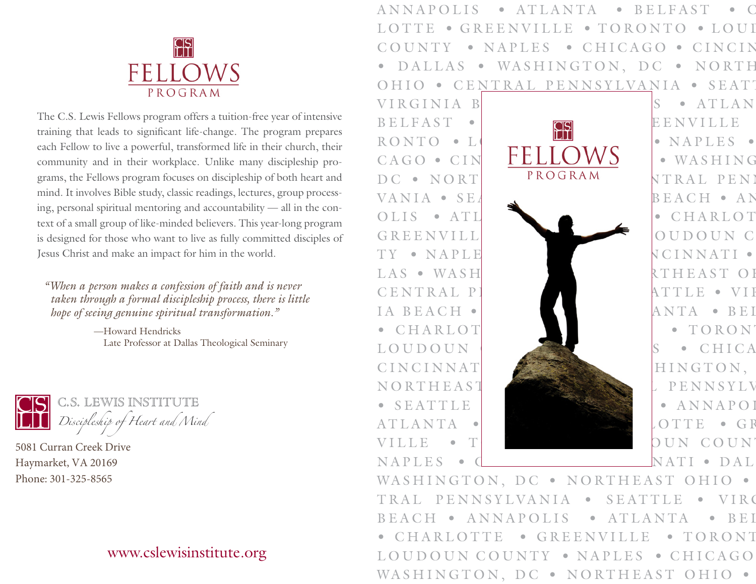# FELLOWS PROGRAM

The C.S. Lewis Fellows program offers a tuition-free year of intensive training that leads to significant life-change. The program prepares each Fellow to live a powerful, transformed life in their church, their community and in their workplace. Unlike many discipleship programs, the Fellows program focuses on discipleship of both heart and mind. It involves Bible study, classic readings, lectures, group processing, personal spiritual mentoring and accountability — all in the context of a small group of like-minded believers. This year-long program is designed for those who want to live as fully committed disciples of Jesus Christ and make an impact for him in the world.

> *"When a person makes a confession of faith and is never taken through a formal discipleship process, there is little hope of seeing genuine spiritual transformation."*
>
> —Howard Hendricks
> Late Professor at Dallas Theological Seminary

C.S. LEWIS INSTITUTE
*Discipleship of Heart and Mind*

5081 Curran Creek Drive
Haymarket, VA 20169
Phone: 301-325-8565

www.cslewisinstitute.org

ANNAPOLIS • ATLANTA • BELFAST • CHARLOTTE • GREENVILLE • TORONTO • LOUDOUN COUNTY • NAPLES • CHICAGO • CINCINNATI • DALLAS • WASHINGTON, DC • NORTHEAST OHIO • CENTRAL PENNSYLVANIA • SEATTLE • VIRGINIA BEACH

# FELLOWS PROGRAM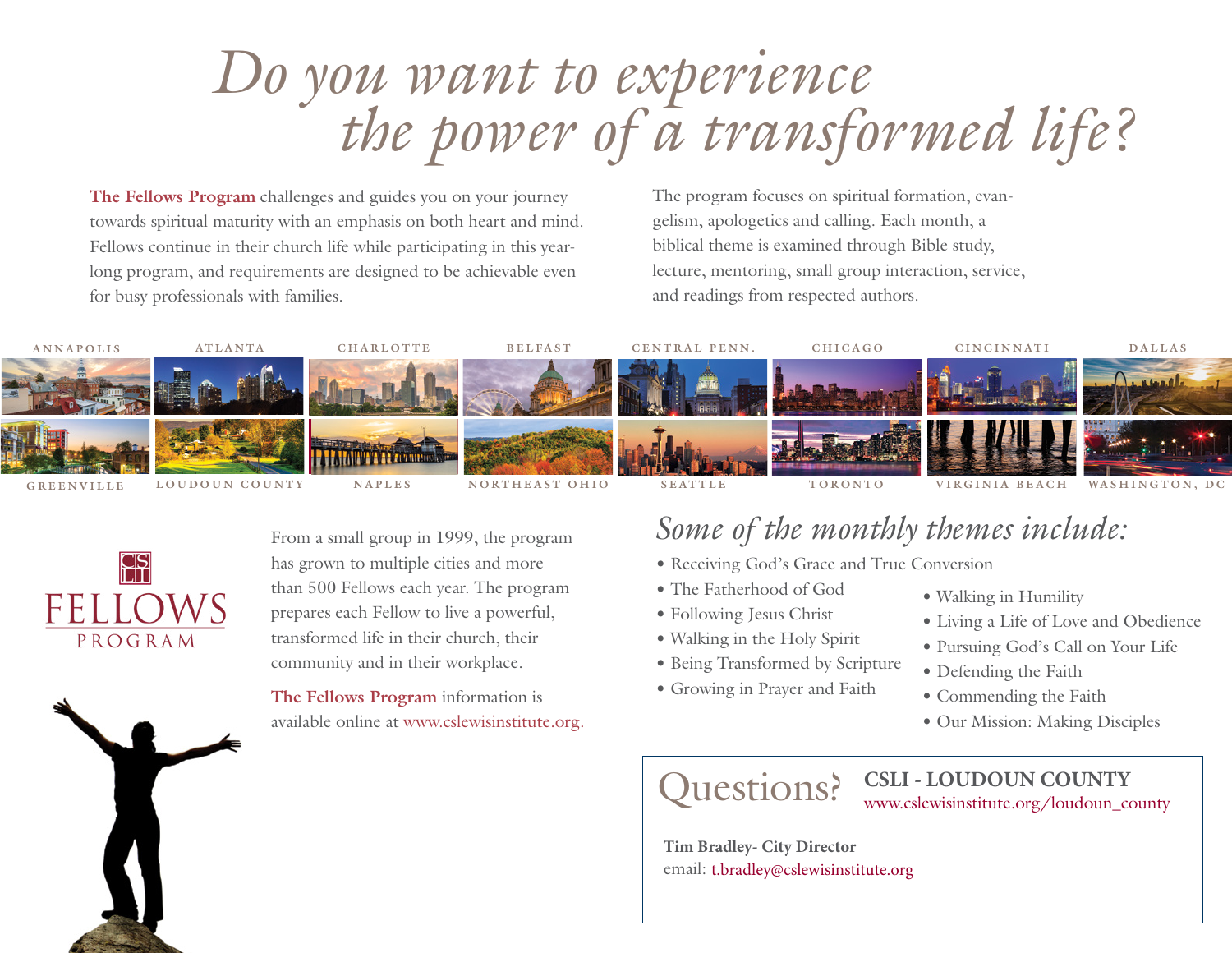# *Do you want to experience the power of a transformed life?*

**The Fellows Program** challenges and guides you on your journey towards spiritual maturity with an emphasis on both heart and mind. Fellows continue in their church life while participating in this year-long program, and requirements are designed to be achievable even for busy professionals with families.

The program focuses on spiritual formation, evangelism, apologetics and calling. Each month, a biblical theme is examined through Bible study, lecture, mentoring, small group interaction, service, and readings from respected authors.

ANNAPOLIS · ATLANTA · CHARLOTTE · BELFAST · CENTRAL PENN. · CHICAGO · CINCINNATI · DALLAS

GREENVILLE · LOUDOUN COUNTY · NAPLES · NORTHEAST OHIO · SEATTLE · TORONTO · VIRGINIA BEACH · WASHINGTON, DC

CSLI FELLOWS PROGRAM

From a small group in 1999, the program has grown to multiple cities and more than 500 Fellows each year. The program prepares each Fellow to live a powerful, transformed life in their church, their community and in their workplace.

**The Fellows Program** information is available online at www.cslewisinstitute.org.

## *Some of the monthly themes include:*

- Receiving God's Grace and True Conversion
- The Fatherhood of God
- Following Jesus Christ
- Walking in the Holy Spirit
- Being Transformed by Scripture
- Growing in Prayer and Faith
- Walking in Humility
- Living a Life of Love and Obedience
- Pursuing God's Call on Your Life
- Defending the Faith
- Commending the Faith
- Our Mission: Making Disciples

Questions?

**CSLI - LOUDOUN COUNTY**
www.cslewisinstitute.org/loudoun_county

**Tim Bradley- City Director**
email: t.bradley@cslewisinstitute.org